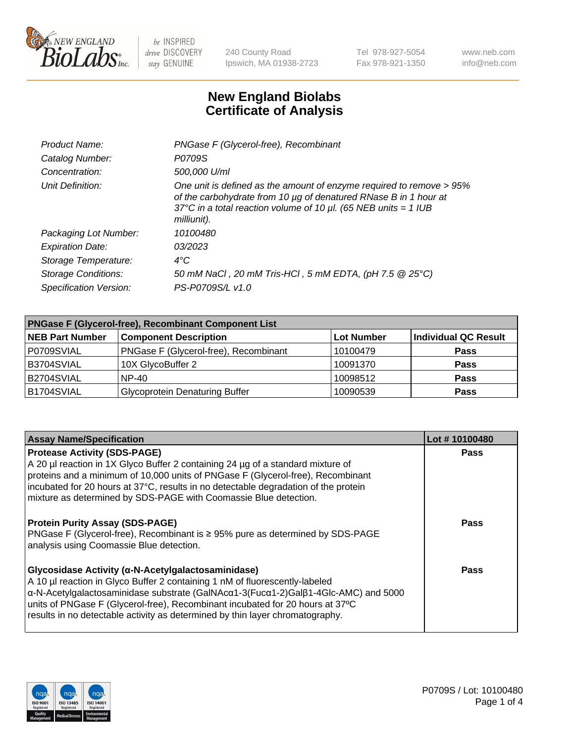New England BioLabs Inc. — be INSPIRED drive DISCOVERY stay GENUINE

240 County Road
Ipswich, MA 01938-2723

Tel 978-927-5054
Fax 978-921-1350

www.neb.com
info@neb.com

# New England Biolabs
# Certificate of Analysis

| | |
|---|---|
| *Product Name:* | *PNGase F (Glycerol-free), Recombinant* |
| *Catalog Number:* | *P0709S* |
| *Concentration:* | *500,000 U/ml* |
| *Unit Definition:* | *One unit is defined as the amount of enzyme required to remove > 95% of the carbohydrate from 10 µg of denatured RNase B in 1 hour at 37°C in a total reaction volume of 10 µl. (65 NEB units = 1 IUB milliunit).* |
| *Packaging Lot Number:* | *10100480* |
| *Expiration Date:* | *03/2023* |
| *Storage Temperature:* | *4°C* |
| *Storage Conditions:* | *50 mM NaCl , 20 mM Tris-HCl , 5 mM EDTA, (pH 7.5 @ 25°C)* |
| *Specification Version:* | *PS-P0709S/L v1.0* |

| PNGase F (Glycerol-free), Recombinant Component List | | | |
|---|---|---|---|
| **NEB Part Number** | **Component Description** | **Lot Number** | **Individual QC Result** |
| P0709SVIAL | PNGase F (Glycerol-free), Recombinant | 10100479 | **Pass** |
| B3704SVIAL | 10X GlycoBuffer 2 | 10091370 | **Pass** |
| B2704SVIAL | NP-40 | 10098512 | **Pass** |
| B1704SVIAL | Glycoprotein Denaturing Buffer | 10090539 | **Pass** |

| Assay Name/Specification | Lot # 10100480 |
|---|---|
| **Protease Activity (SDS-PAGE)**<br>A 20 µl reaction in 1X Glyco Buffer 2 containing 24 µg of a standard mixture of proteins and a minimum of 10,000 units of PNGase F (Glycerol-free), Recombinant incubated for 20 hours at 37°C, results in no detectable degradation of the protein mixture as determined by SDS-PAGE with Coomassie Blue detection. | **Pass** |
| **Protein Purity Assay (SDS-PAGE)**<br>PNGase F (Glycerol-free), Recombinant is ≥ 95% pure as determined by SDS-PAGE analysis using Coomassie Blue detection. | **Pass** |
| **Glycosidase Activity (α-N-Acetylgalactosaminidase)**<br>A 10 µl reaction in Glyco Buffer 2 containing 1 nM of fluorescently-labeled α-N-Acetylgalactosaminidase substrate (GalNAcα1-3(Fucα1-2)Galβ1-4Glc-AMC) and 5000 units of PNGase F (Glycerol-free), Recombinant incubated for 20 hours at 37ºC results in no detectable activity as determined by thin layer chromatography. | **Pass** |

P0709S / Lot: 10100480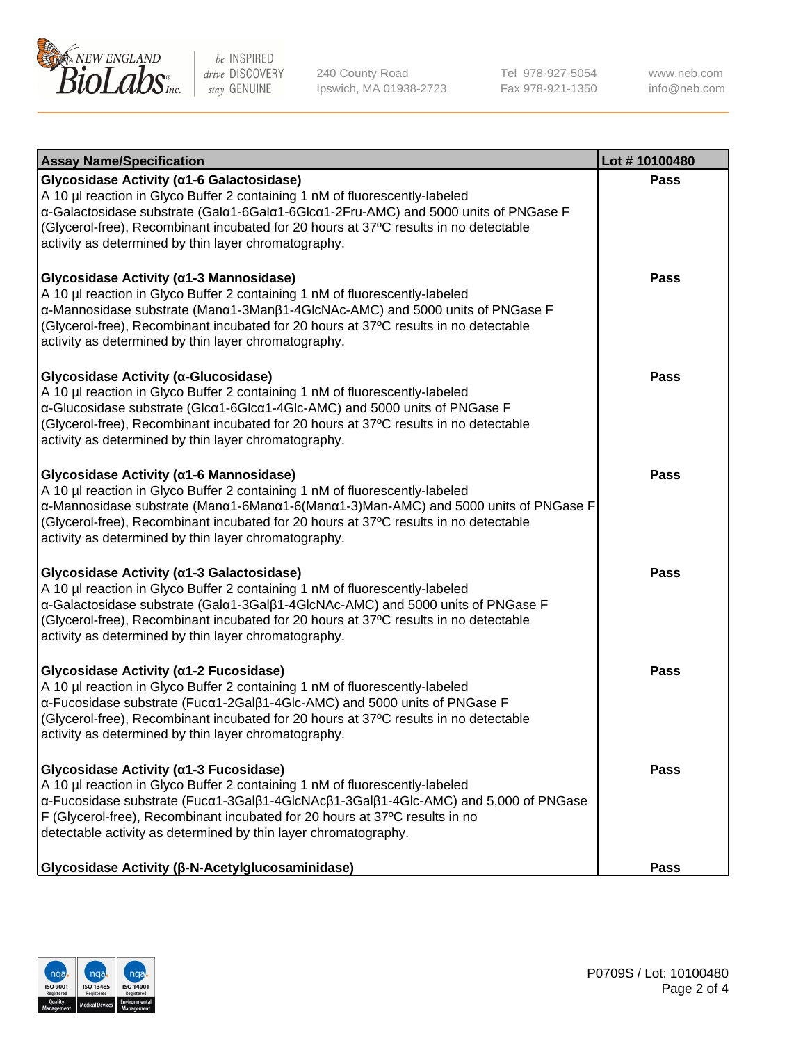| Assay Name/Specification | Lot # 10100480 |
| --- | --- |
| **Glycosidase Activity (α1-6 Galactosidase)**<br>A 10 µl reaction in Glyco Buffer 2 containing 1 nM of fluorescently-labeled α-Galactosidase substrate (Galα1-6Galα1-6Glcα1-2Fru-AMC) and 5000 units of PNGase F (Glycerol-free), Recombinant incubated for 20 hours at 37ºC results in no detectable activity as determined by thin layer chromatography. | **Pass** |
| **Glycosidase Activity (α1-3 Mannosidase)**<br>A 10 µl reaction in Glyco Buffer 2 containing 1 nM of fluorescently-labeled α-Mannosidase substrate (Manα1-3Manβ1-4GlcNAc-AMC) and 5000 units of PNGase F (Glycerol-free), Recombinant incubated for 20 hours at 37ºC results in no detectable activity as determined by thin layer chromatography. | **Pass** |
| **Glycosidase Activity (α-Glucosidase)**<br>A 10 µl reaction in Glyco Buffer 2 containing 1 nM of fluorescently-labeled α-Glucosidase substrate (Glcα1-6Glcα1-4Glc-AMC) and 5000 units of PNGase F (Glycerol-free), Recombinant incubated for 20 hours at 37ºC results in no detectable activity as determined by thin layer chromatography. | **Pass** |
| **Glycosidase Activity (α1-6 Mannosidase)**<br>A 10 µl reaction in Glyco Buffer 2 containing 1 nM of fluorescently-labeled α-Mannosidase substrate (Manα1-6Manα1-6(Manα1-3)Man-AMC) and 5000 units of PNGase F (Glycerol-free), Recombinant incubated for 20 hours at 37ºC results in no detectable activity as determined by thin layer chromatography. | **Pass** |
| **Glycosidase Activity (α1-3 Galactosidase)**<br>A 10 µl reaction in Glyco Buffer 2 containing 1 nM of fluorescently-labeled α-Galactosidase substrate (Galα1-3Galβ1-4GlcNAc-AMC) and 5000 units of PNGase F (Glycerol-free), Recombinant incubated for 20 hours at 37ºC results in no detectable activity as determined by thin layer chromatography. | **Pass** |
| **Glycosidase Activity (α1-2 Fucosidase)**<br>A 10 µl reaction in Glyco Buffer 2 containing 1 nM of fluorescently-labeled α-Fucosidase substrate (Fucα1-2Galβ1-4Glc-AMC) and 5000 units of PNGase F (Glycerol-free), Recombinant incubated for 20 hours at 37ºC results in no detectable activity as determined by thin layer chromatography. | **Pass** |
| **Glycosidase Activity (α1-3 Fucosidase)**<br>A 10 µl reaction in Glyco Buffer 2 containing 1 nM of fluorescently-labeled α-Fucosidase substrate (Fucα1-3Galβ1-4GlcNAcβ1-3Galβ1-4Glc-AMC) and 5,000 of PNGase F (Glycerol-free), Recombinant incubated for 20 hours at 37ºC results in no detectable activity as determined by thin layer chromatography. | **Pass** |
| **Glycosidase Activity (β-N-Acetylglucosaminidase)** | **Pass** |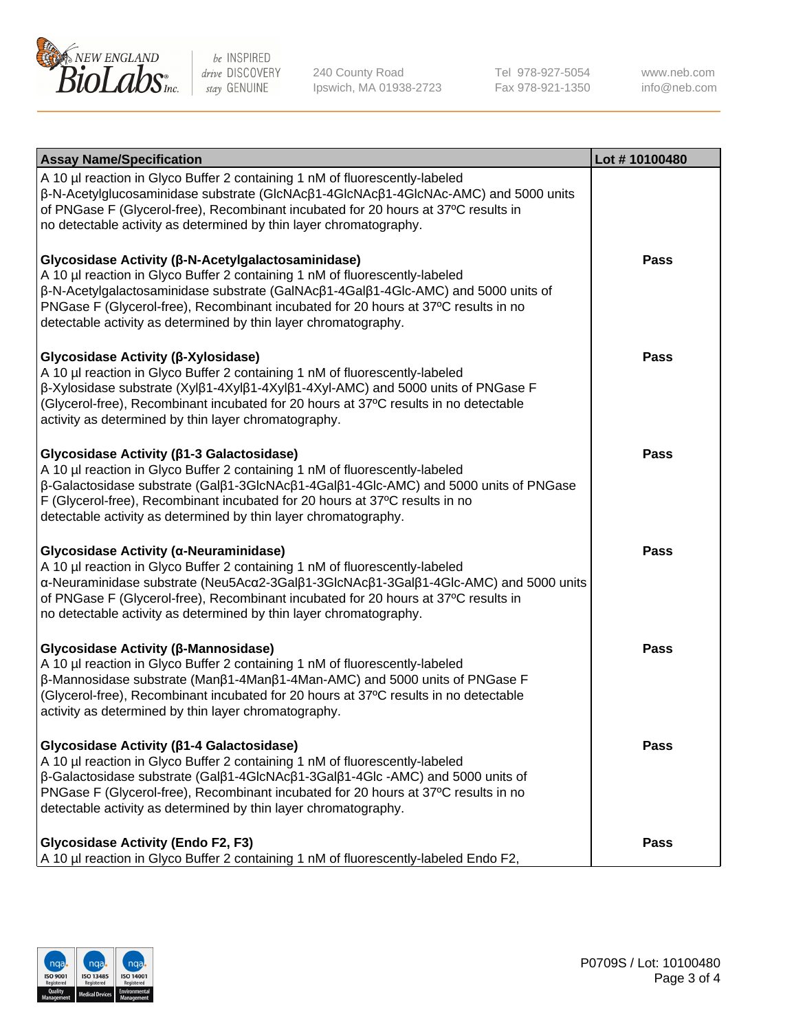| Assay Name/Specification | Lot # 10100480 |
| --- | --- |
| A 10 µl reaction in Glyco Buffer 2 containing 1 nM of fluorescently-labeled β-N-Acetylglucosaminidase substrate (GlcNAcβ1-4GlcNAcβ1-4GlcNAc-AMC) and 5000 units of PNGase F (Glycerol-free), Recombinant incubated for 20 hours at 37ºC results in no detectable activity as determined by thin layer chromatography. | |
| **Glycosidase Activity (β-N-Acetylgalactosaminidase)**<br>A 10 µl reaction in Glyco Buffer 2 containing 1 nM of fluorescently-labeled β-N-Acetylgalactosaminidase substrate (GalNAcβ1-4Galβ1-4Glc-AMC) and 5000 units of PNGase F (Glycerol-free), Recombinant incubated for 20 hours at 37ºC results in no detectable activity as determined by thin layer chromatography. | **Pass** |
| **Glycosidase Activity (β-Xylosidase)**<br>A 10 µl reaction in Glyco Buffer 2 containing 1 nM of fluorescently-labeled β-Xylosidase substrate (Xylβ1-4Xylβ1-4Xylβ1-4Xyl-AMC) and 5000 units of PNGase F (Glycerol-free), Recombinant incubated for 20 hours at 37ºC results in no detectable activity as determined by thin layer chromatography. | **Pass** |
| **Glycosidase Activity (β1-3 Galactosidase)**<br>A 10 µl reaction in Glyco Buffer 2 containing 1 nM of fluorescently-labeled β-Galactosidase substrate (Galβ1-3GlcNAcβ1-4Galβ1-4Glc-AMC) and 5000 units of PNGase F (Glycerol-free), Recombinant incubated for 20 hours at 37ºC results in no detectable activity as determined by thin layer chromatography. | **Pass** |
| **Glycosidase Activity (α-Neuraminidase)**<br>A 10 µl reaction in Glyco Buffer 2 containing 1 nM of fluorescently-labeled α-Neuraminidase substrate (Neu5Acα2-3Galβ1-3GlcNAcβ1-3Galβ1-4Glc-AMC) and 5000 units of PNGase F (Glycerol-free), Recombinant incubated for 20 hours at 37ºC results in no detectable activity as determined by thin layer chromatography. | **Pass** |
| **Glycosidase Activity (β-Mannosidase)**<br>A 10 µl reaction in Glyco Buffer 2 containing 1 nM of fluorescently-labeled β-Mannosidase substrate (Manβ1-4Manβ1-4Man-AMC) and 5000 units of PNGase F (Glycerol-free), Recombinant incubated for 20 hours at 37ºC results in no detectable activity as determined by thin layer chromatography. | **Pass** |
| **Glycosidase Activity (β1-4 Galactosidase)**<br>A 10 µl reaction in Glyco Buffer 2 containing 1 nM of fluorescently-labeled β-Galactosidase substrate (Galβ1-4GlcNAcβ1-3Galβ1-4Glc -AMC) and 5000 units of PNGase F (Glycerol-free), Recombinant incubated for 20 hours at 37ºC results in no detectable activity as determined by thin layer chromatography. | **Pass** |
| **Glycosidase Activity (Endo F2, F3)**<br>A 10 µl reaction in Glyco Buffer 2 containing 1 nM of fluorescently-labeled Endo F2, | **Pass** |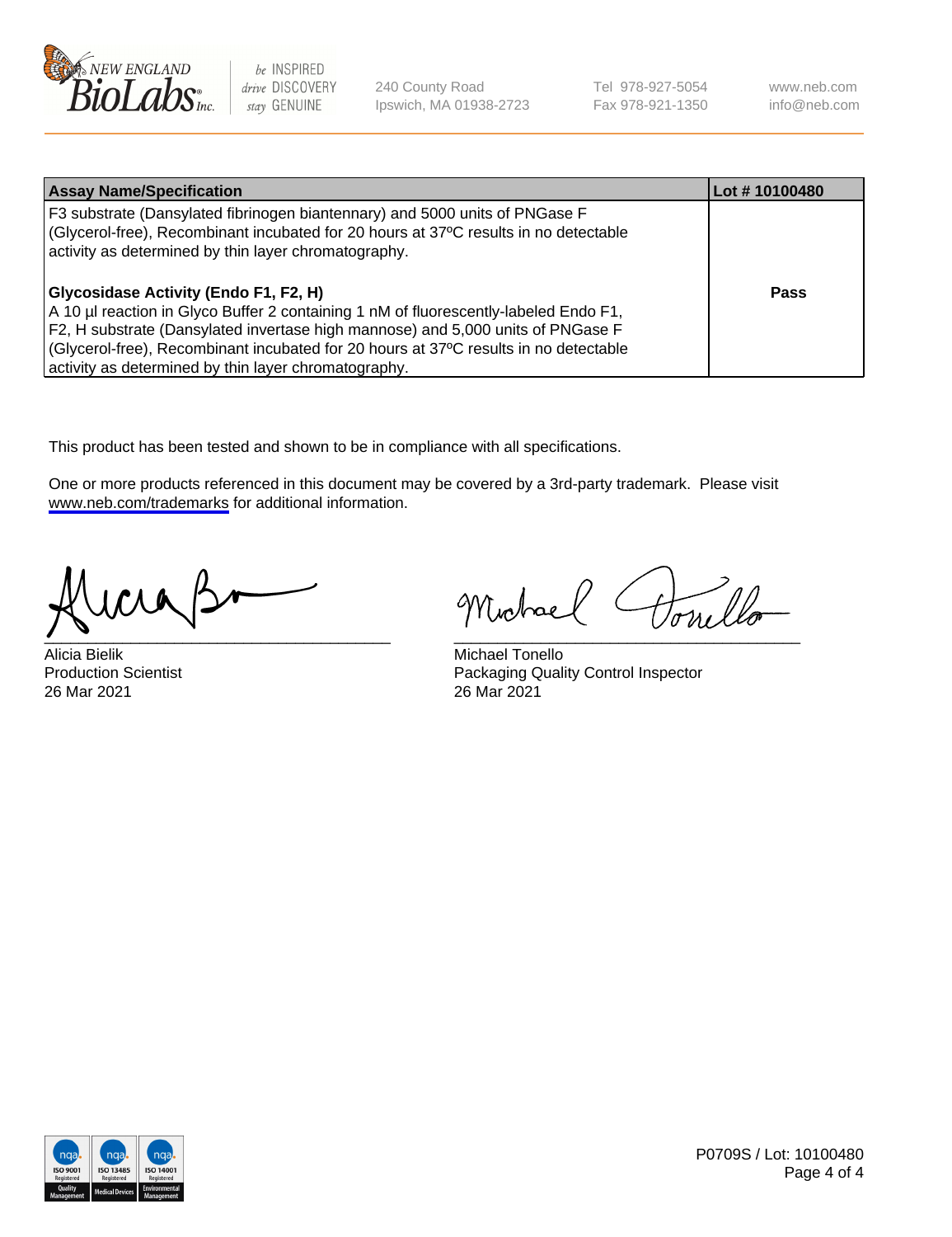| Assay Name/Specification | Lot # 10100480 |
|---|---|
| F3 substrate (Dansylated fibrinogen biantennary) and 5000 units of PNGase F (Glycerol-free), Recombinant incubated for 20 hours at 37ºC results in no detectable activity as determined by thin layer chromatography. | |
| **Glycosidase Activity (Endo F1, F2, H)**<br>A 10 µl reaction in Glyco Buffer 2 containing 1 nM of fluorescently-labeled Endo F1, F2, H substrate (Dansylated invertase high mannose) and 5,000 units of PNGase F (Glycerol-free), Recombinant incubated for 20 hours at 37ºC results in no detectable activity as determined by thin layer chromatography. | **Pass** |

This product has been tested and shown to be in compliance with all specifications.

One or more products referenced in this document may be covered by a 3rd-party trademark. Please visit www.neb.com/trademarks for additional information.

Alicia Bielik
Production Scientist
26 Mar 2021

Michael Tonello
Packaging Quality Control Inspector
26 Mar 2021

P0709S / Lot: 10100480